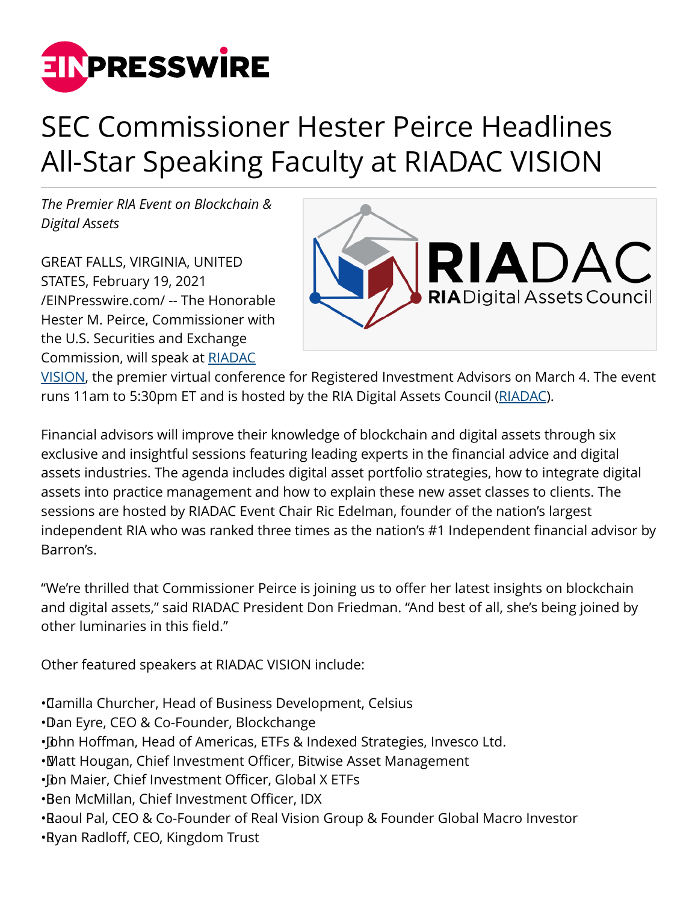# SEC Commissioner Hester Peirce Headlines All-Star Speaking Faculty at RIADAC VISION

*The Premier RIA Event on Blockchain & Digital Assets*

GREAT FALLS, VIRGINIA, UNITED STATES, February 19, 2021 /EINPresswire.com/ -- The Honorable Hester M. Peirce, Commissioner with the U.S. Securities and Exchange Commission, will speak at RIADAC VISION, the premier virtual conference for Registered Investment Advisors on March 4. The event runs 11am to 5:30pm ET and is hosted by the RIA Digital Assets Council (RIADAC).

Financial advisors will improve their knowledge of blockchain and digital assets through six exclusive and insightful sessions featuring leading experts in the financial advice and digital assets industries. The agenda includes digital asset portfolio strategies, how to integrate digital assets into practice management and how to explain these new asset classes to clients. The sessions are hosted by RIADAC Event Chair Ric Edelman, founder of the nation's largest independent RIA who was ranked three times as the nation's #1 Independent financial advisor by Barron's.

"We're thrilled that Commissioner Peirce is joining us to offer her latest insights on blockchain and digital assets," said RIADAC President Don Friedman. "And best of all, she's being joined by other luminaries in this field."

Other featured speakers at RIADAC VISION include:

- Camilla Churcher, Head of Business Development, Celsius
- Dan Eyre, CEO & Co-Founder, Blockchange
- John Hoffman, Head of Americas, ETFs & Indexed Strategies, Invesco Ltd.
- Matt Hougan, Chief Investment Officer, Bitwise Asset Management
- Jon Maier, Chief Investment Officer, Global X ETFs
- Ben McMillan, Chief Investment Officer, IDX
- Raoul Pal, CEO & Co-Founder of Real Vision Group & Founder Global Macro Investor
- Ryan Radloff, CEO, Kingdom Trust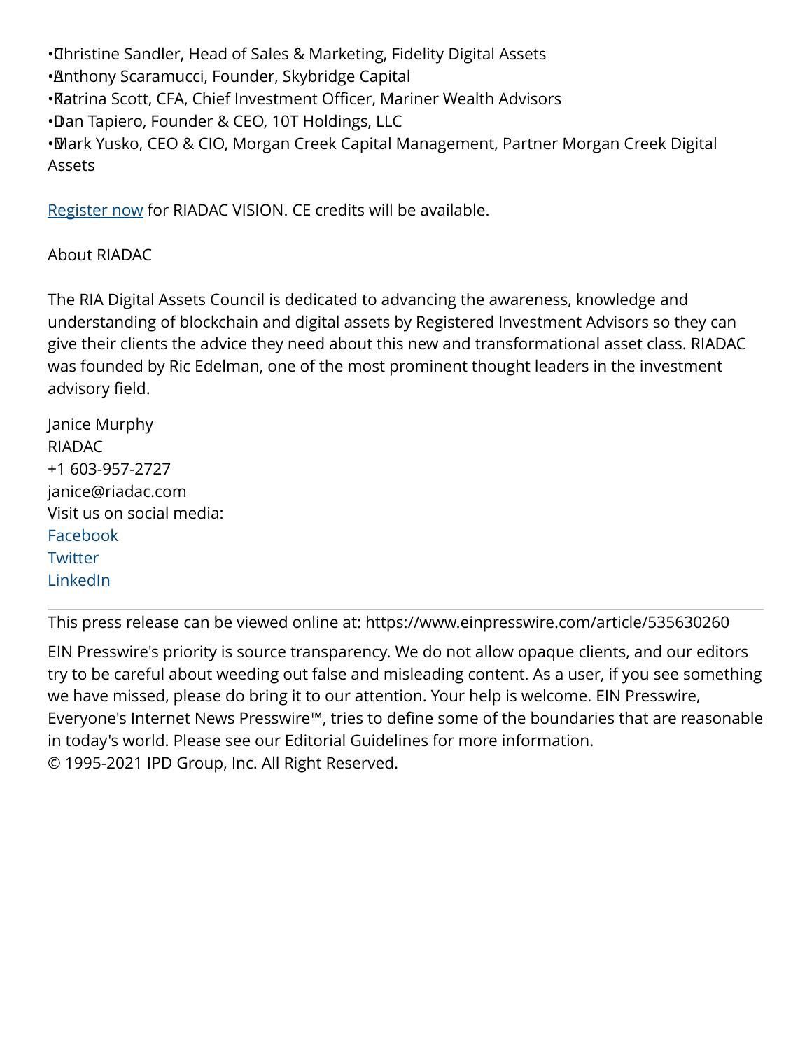- Christine Sandler, Head of Sales & Marketing, Fidelity Digital Assets
- Anthony Scaramucci, Founder, Skybridge Capital
- Katrina Scott, CFA, Chief Investment Officer, Mariner Wealth Advisors
- Dan Tapiero, Founder & CEO, 10T Holdings, LLC
- Mark Yusko, CEO & CIO, Morgan Creek Capital Management, Partner Morgan Creek Digital Assets

Register now for RIADAC VISION. CE credits will be available.

About RIADAC

The RIA Digital Assets Council is dedicated to advancing the awareness, knowledge and understanding of blockchain and digital assets by Registered Investment Advisors so they can give their clients the advice they need about this new and transformational asset class. RIADAC was founded by Ric Edelman, one of the most prominent thought leaders in the investment advisory field.

Janice Murphy
RIADAC
+1 603-957-2727
janice@riadac.com
Visit us on social media:
Facebook
Twitter
LinkedIn

---

This press release can be viewed online at: https://www.einpresswire.com/article/535630260

EIN Presswire's priority is source transparency. We do not allow opaque clients, and our editors try to be careful about weeding out false and misleading content. As a user, if you see something we have missed, please do bring it to our attention. Your help is welcome. EIN Presswire, Everyone's Internet News Presswire™, tries to define some of the boundaries that are reasonable in today's world. Please see our Editorial Guidelines for more information.
© 1995-2021 IPD Group, Inc. All Right Reserved.